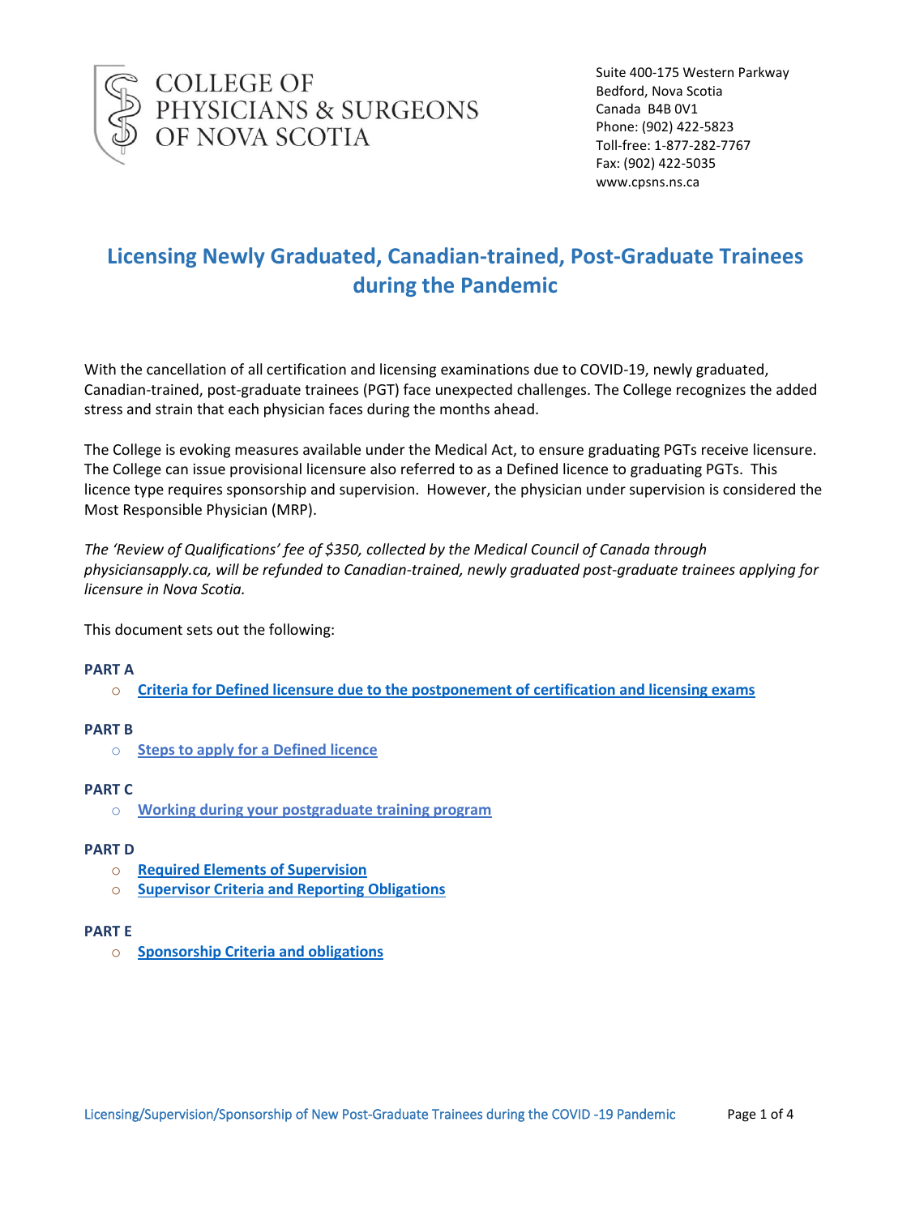COLLEGE OF PHYSICIANS & SURGEONS OF NOVA SCOTIA

Suite 400-175 Western Parkway
Bedford, Nova Scotia
Canada B4B 0V1
Phone: (902) 422-5823
Toll-free: 1-877-282-7767
Fax: (902) 422-5035
www.cpsns.ns.ca

# Licensing Newly Graduated, Canadian-trained, Post-Graduate Trainees during the Pandemic

With the cancellation of all certification and licensing examinations due to COVID-19, newly graduated, Canadian-trained, post-graduate trainees (PGT) face unexpected challenges. The College recognizes the added stress and strain that each physician faces during the months ahead.

The College is evoking measures available under the Medical Act, to ensure graduating PGTs receive licensure. The College can issue provisional licensure also referred to as a Defined licence to graduating PGTs. This licence type requires sponsorship and supervision. However, the physician under supervision is considered the Most Responsible Physician (MRP).

*The 'Review of Qualifications' fee of $350, collected by the Medical Council of Canada through physiciansapply.ca, will be refunded to Canadian-trained, newly graduated post-graduate trainees applying for licensure in Nova Scotia.*

This document sets out the following:

**PART A**

- Criteria for Defined licensure due to the postponement of certification and licensing exams

**PART B**

- Steps to apply for a Defined licence

**PART C**

- Working during your postgraduate training program

**PART D**

- Required Elements of Supervision
- Supervisor Criteria and Reporting Obligations

**PART E**

- Sponsorship Criteria and obligations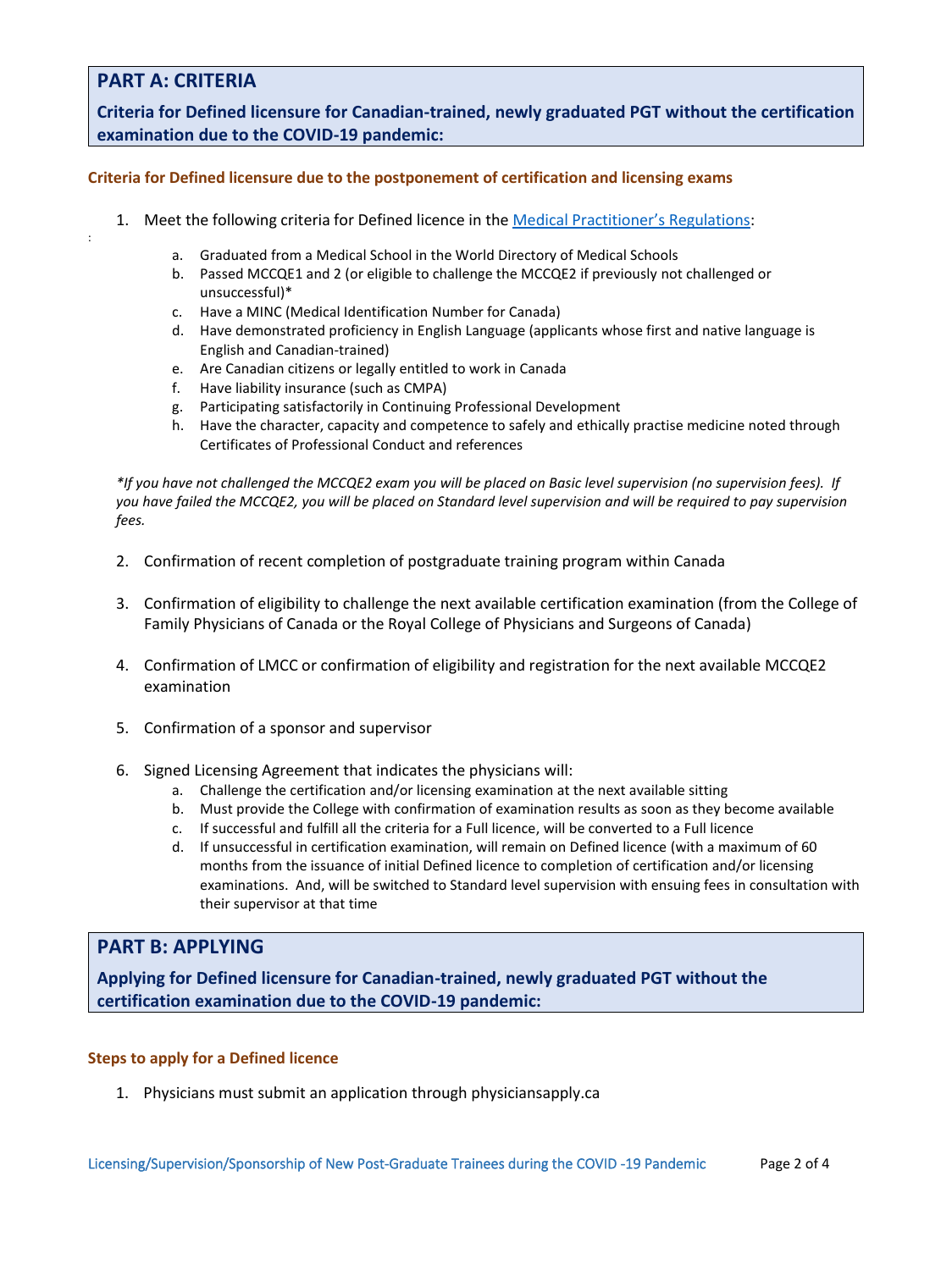## PART A: CRITERIA

**Criteria for Defined licensure for Canadian-trained, newly graduated PGT without the certification examination due to the COVID-19 pandemic:**

### Criteria for Defined licensure due to the postponement of certification and licensing exams

1. Meet the following criteria for Defined licence in the [Medical Practitioner's Regulations](#):
   a. Graduated from a Medical School in the World Directory of Medical Schools
   b. Passed MCCQE1 and 2 (or eligible to challenge the MCCQE2 if previously not challenged or unsuccessful)*
   c. Have a MINC (Medical Identification Number for Canada)
   d. Have demonstrated proficiency in English Language (applicants whose first and native language is English and Canadian-trained)
   e. Are Canadian citizens or legally entitled to work in Canada
   f. Have liability insurance (such as CMPA)
   g. Participating satisfactorily in Continuing Professional Development
   h. Have the character, capacity and competence to safely and ethically practise medicine noted through Certificates of Professional Conduct and references

*\*If you have not challenged the MCCQE2 exam you will be placed on Basic level supervision (no supervision fees). If you have failed the MCCQE2, you will be placed on Standard level supervision and will be required to pay supervision fees.*

2. Confirmation of recent completion of postgraduate training program within Canada

3. Confirmation of eligibility to challenge the next available certification examination (from the College of Family Physicians of Canada or the Royal College of Physicians and Surgeons of Canada)

4. Confirmation of LMCC or confirmation of eligibility and registration for the next available MCCQE2 examination

5. Confirmation of a sponsor and supervisor

6. Signed Licensing Agreement that indicates the physicians will:
   a. Challenge the certification and/or licensing examination at the next available sitting
   b. Must provide the College with confirmation of examination results as soon as they become available
   c. If successful and fulfill all the criteria for a Full licence, will be converted to a Full licence
   d. If unsuccessful in certification examination, will remain on Defined licence (with a maximum of 60 months from the issuance of initial Defined licence to completion of certification and/or licensing examinations. And, will be switched to Standard level supervision with ensuing fees in consultation with their supervisor at that time

## PART B: APPLYING

**Applying for Defined licensure for Canadian-trained, newly graduated PGT without the certification examination due to the COVID-19 pandemic:**

### Steps to apply for a Defined licence

1. Physicians must submit an application through physiciansapply.ca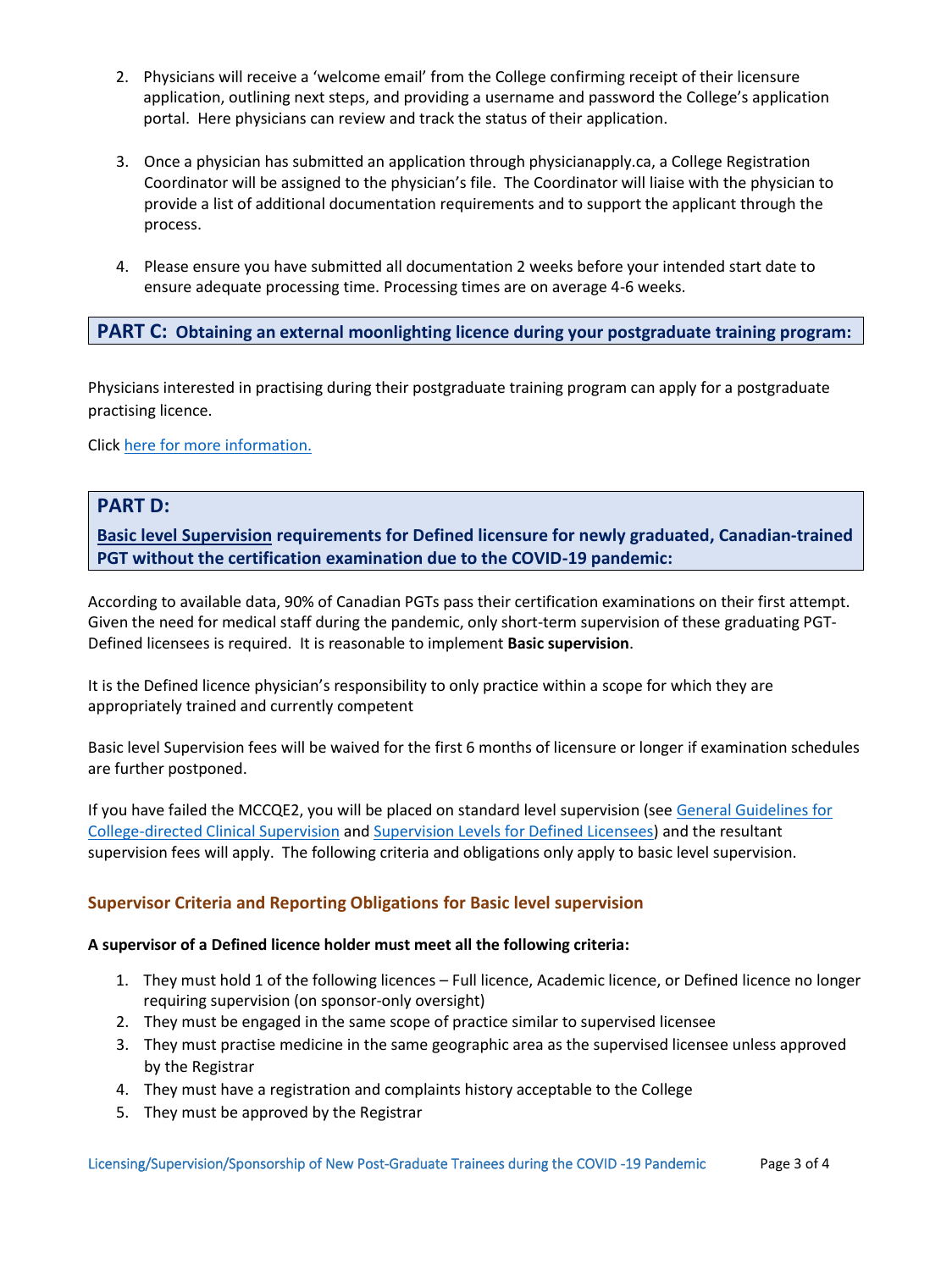2. Physicians will receive a 'welcome email' from the College confirming receipt of their licensure application, outlining next steps, and providing a username and password the College's application portal. Here physicians can review and track the status of their application.

3. Once a physician has submitted an application through physicianapply.ca, a College Registration Coordinator will be assigned to the physician's file. The Coordinator will liaise with the physician to provide a list of additional documentation requirements and to support the applicant through the process.

4. Please ensure you have submitted all documentation 2 weeks before your intended start date to ensure adequate processing time. Processing times are on average 4-6 weeks.

## PART C: Obtaining an external moonlighting licence during your postgraduate training program:

Physicians interested in practising during their postgraduate training program can apply for a postgraduate practising licence.

Click here for more information.

## PART D:

## Basic level Supervision requirements for Defined licensure for newly graduated, Canadian-trained PGT without the certification examination due to the COVID-19 pandemic:

According to available data, 90% of Canadian PGTs pass their certification examinations on their first attempt. Given the need for medical staff during the pandemic, only short-term supervision of these graduating PGT-Defined licensees is required. It is reasonable to implement **Basic supervision**.

It is the Defined licence physician's responsibility to only practice within a scope for which they are appropriately trained and currently competent

Basic level Supervision fees will be waived for the first 6 months of licensure or longer if examination schedules are further postponed.

If you have failed the MCCQE2, you will be placed on standard level supervision (see General Guidelines for College-directed Clinical Supervision and Supervision Levels for Defined Licensees) and the resultant supervision fees will apply. The following criteria and obligations only apply to basic level supervision.

### Supervisor Criteria and Reporting Obligations for Basic level supervision

**A supervisor of a Defined licence holder must meet all the following criteria:**

1. They must hold 1 of the following licences – Full licence, Academic licence, or Defined licence no longer requiring supervision (on sponsor-only oversight)
2. They must be engaged in the same scope of practice similar to supervised licensee
3. They must practise medicine in the same geographic area as the supervised licensee unless approved by the Registrar
4. They must have a registration and complaints history acceptable to the College
5. They must be approved by the Registrar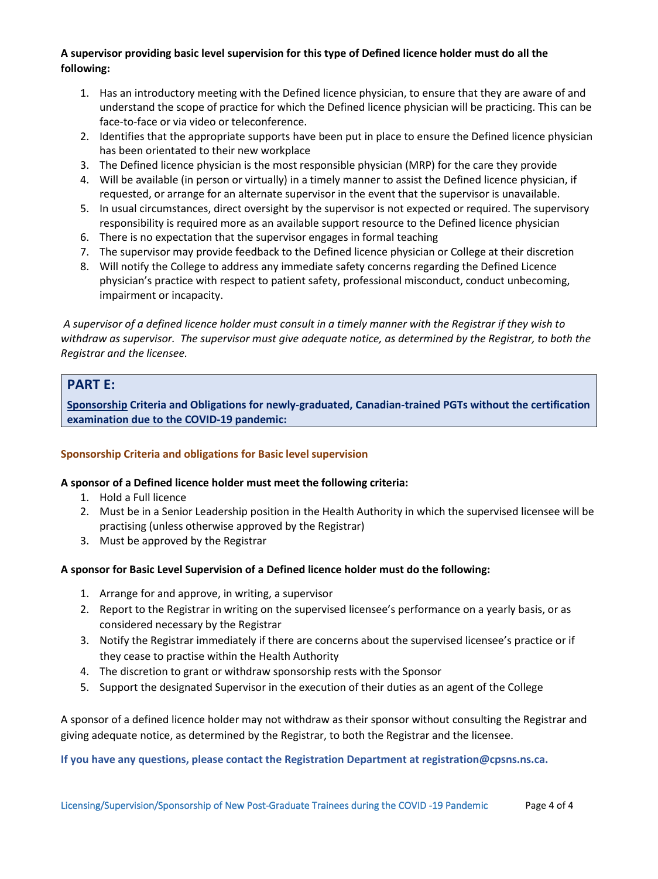**A supervisor providing basic level supervision for this type of Defined licence holder must do all the following:**

1. Has an introductory meeting with the Defined licence physician, to ensure that they are aware of and understand the scope of practice for which the Defined licence physician will be practicing. This can be face-to-face or via video or teleconference.
2. Identifies that the appropriate supports have been put in place to ensure the Defined licence physician has been orientated to their new workplace
3. The Defined licence physician is the most responsible physician (MRP) for the care they provide
4. Will be available (in person or virtually) in a timely manner to assist the Defined licence physician, if requested, or arrange for an alternate supervisor in the event that the supervisor is unavailable.
5. In usual circumstances, direct oversight by the supervisor is not expected or required. The supervisory responsibility is required more as an available support resource to the Defined licence physician
6. There is no expectation that the supervisor engages in formal teaching
7. The supervisor may provide feedback to the Defined licence physician or College at their discretion
8. Will notify the College to address any immediate safety concerns regarding the Defined Licence physician's practice with respect to patient safety, professional misconduct, conduct unbecoming, impairment or incapacity.

*A supervisor of a defined licence holder must consult in a timely manner with the Registrar if they wish to withdraw as supervisor. The supervisor must give adequate notice, as determined by the Registrar, to both the Registrar and the licensee.*

## PART E:

**Sponsorship Criteria and Obligations for newly-graduated, Canadian-trained PGTs without the certification examination due to the COVID-19 pandemic:**

### Sponsorship Criteria and obligations for Basic level supervision

**A sponsor of a Defined licence holder must meet the following criteria:**

1. Hold a Full licence
2. Must be in a Senior Leadership position in the Health Authority in which the supervised licensee will be practising (unless otherwise approved by the Registrar)
3. Must be approved by the Registrar

**A sponsor for Basic Level Supervision of a Defined licence holder must do the following:**

1. Arrange for and approve, in writing, a supervisor
2. Report to the Registrar in writing on the supervised licensee's performance on a yearly basis, or as considered necessary by the Registrar
3. Notify the Registrar immediately if there are concerns about the supervised licensee's practice or if they cease to practise within the Health Authority
4. The discretion to grant or withdraw sponsorship rests with the Sponsor
5. Support the designated Supervisor in the execution of their duties as an agent of the College

A sponsor of a defined licence holder may not withdraw as their sponsor without consulting the Registrar and giving adequate notice, as determined by the Registrar, to both the Registrar and the licensee.

**If you have any questions, please contact the Registration Department at registration@cpsns.ns.ca.**